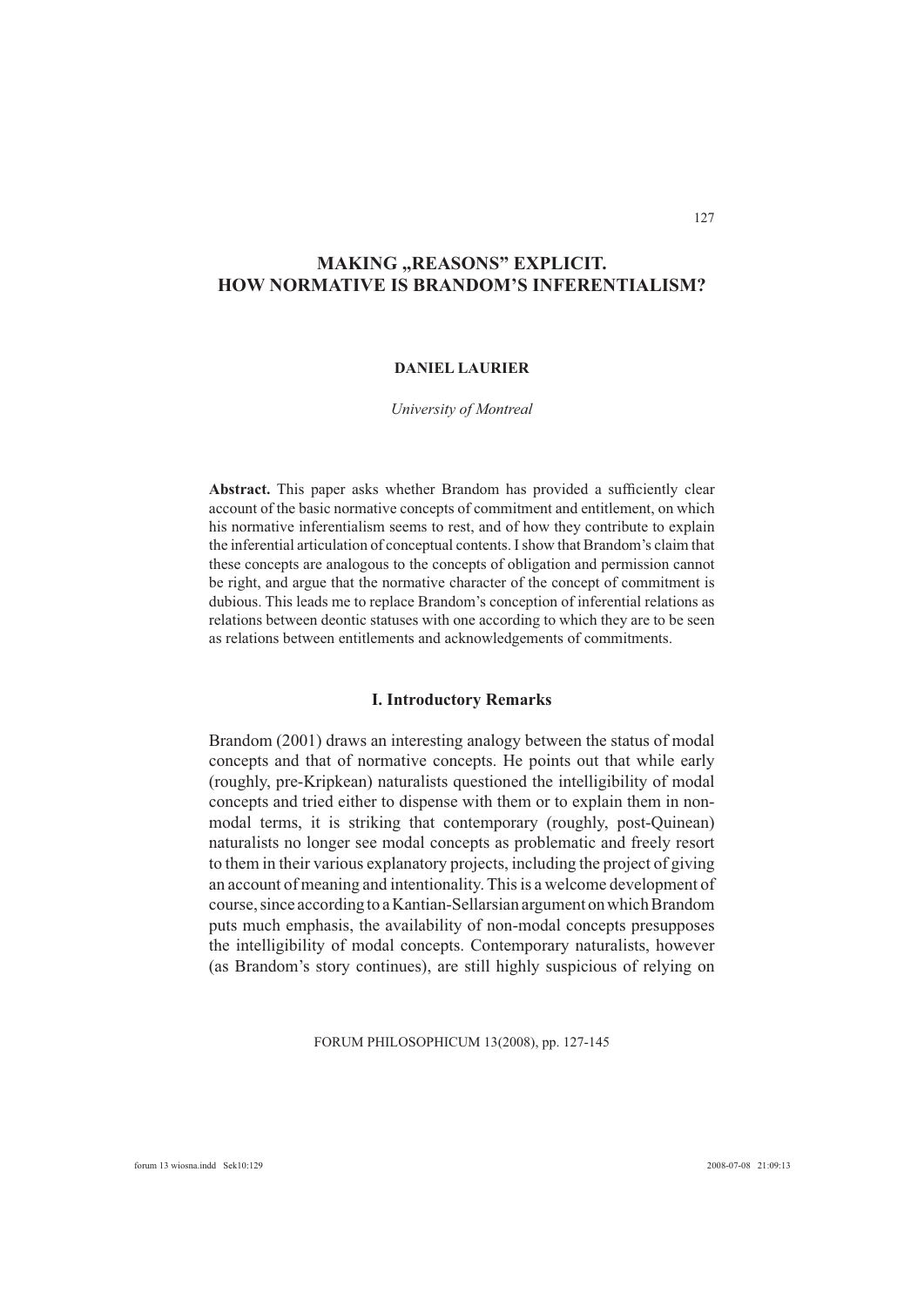# MAKING „REASONS" EXPLICIT. HOW NORMATIVE IS BRANDOM'S INFERENTIALISM?

**DANIEL LAURIER**

*University of Montreal*

**Abstract.** This paper asks whether Brandom has provided a sufficiently clear account of the basic normative concepts of commitment and entitlement, on which his normative inferentialism seems to rest, and of how they contribute to explain the inferential articulation of conceptual contents. I show that Brandom's claim that these concepts are analogous to the concepts of obligation and permission cannot be right, and argue that the normative character of the concept of commitment is dubious. This leads me to replace Brandom's conception of inferential relations as relations between deontic statuses with one according to which they are to be seen as relations between entitlements and acknowledgements of commitments.

## I. Introductory Remarks

Brandom (2001) draws an interesting analogy between the status of modal concepts and that of normative concepts. He points out that while early (roughly, pre-Kripkean) naturalists questioned the intelligibility of modal concepts and tried either to dispense with them or to explain them in non-modal terms, it is striking that contemporary (roughly, post-Quinean) naturalists no longer see modal concepts as problematic and freely resort to them in their various explanatory projects, including the project of giving an account of meaning and intentionality. This is a welcome development of course, since according to a Kantian-Sellarsian argument on which Brandom puts much emphasis, the availability of non-modal concepts presupposes the intelligibility of modal concepts. Contemporary naturalists, however (as Brandom's story continues), are still highly suspicious of relying on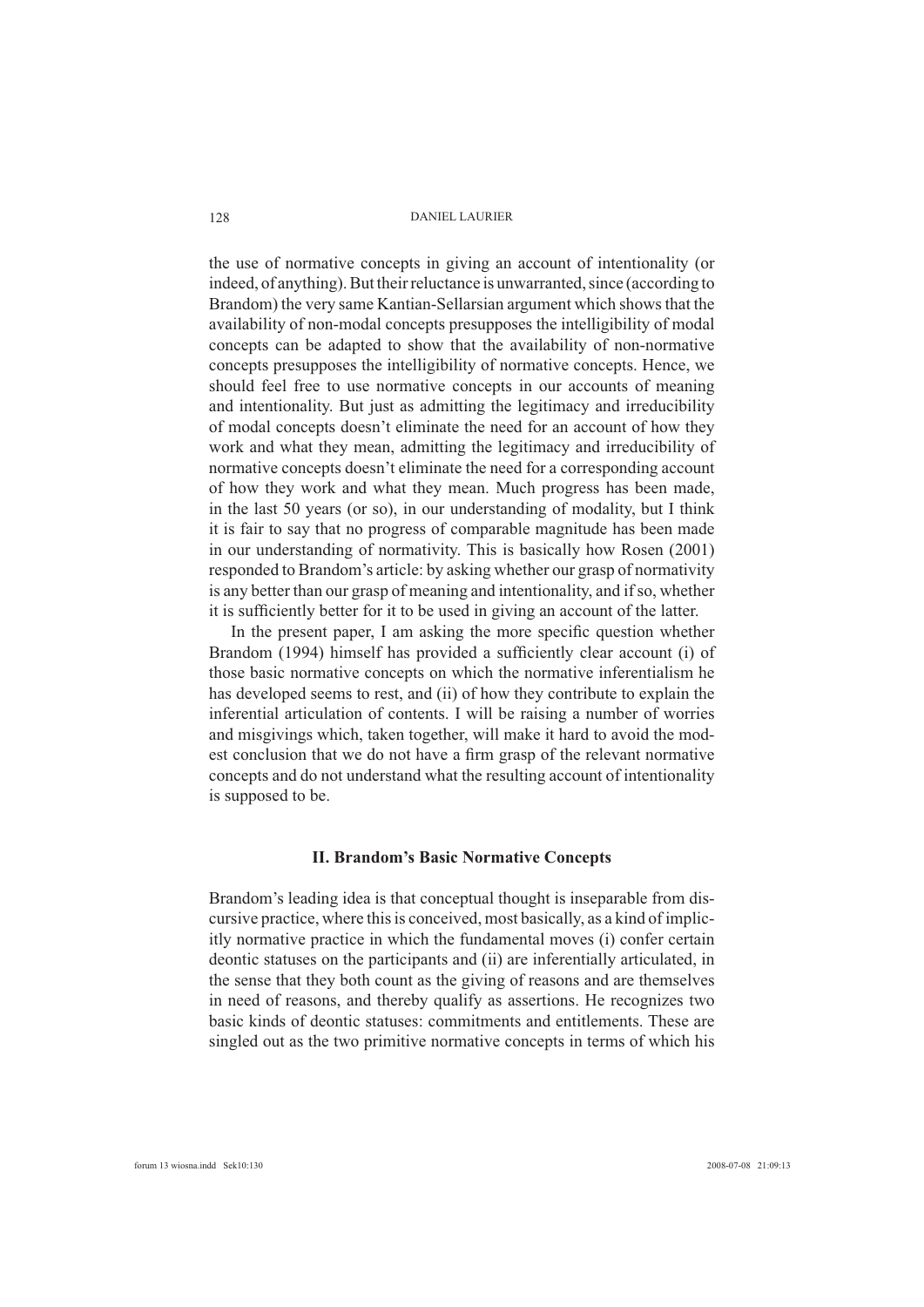the use of normative concepts in giving an account of intentionality (or indeed, of anything). But their reluctance is unwarranted, since (according to Brandom) the very same Kantian-Sellarsian argument which shows that the availability of non-modal concepts presupposes the intelligibility of modal concepts can be adapted to show that the availability of non-normative concepts presupposes the intelligibility of normative concepts. Hence, we should feel free to use normative concepts in our accounts of meaning and intentionality. But just as admitting the legitimacy and irreducibility of modal concepts doesn't eliminate the need for an account of how they work and what they mean, admitting the legitimacy and irreducibility of normative concepts doesn't eliminate the need for a corresponding account of how they work and what they mean. Much progress has been made, in the last 50 years (or so), in our understanding of modality, but I think it is fair to say that no progress of comparable magnitude has been made in our understanding of normativity. This is basically how Rosen (2001) responded to Brandom's article: by asking whether our grasp of normativity is any better than our grasp of meaning and intentionality, and if so, whether it is sufficiently better for it to be used in giving an account of the latter.

In the present paper, I am asking the more specific question whether Brandom (1994) himself has provided a sufficiently clear account (i) of those basic normative concepts on which the normative inferentialism he has developed seems to rest, and (ii) of how they contribute to explain the inferential articulation of contents. I will be raising a number of worries and misgivings which, taken together, will make it hard to avoid the modest conclusion that we do not have a firm grasp of the relevant normative concepts and do not understand what the resulting account of intentionality is supposed to be.

## II. Brandom's Basic Normative Concepts

Brandom's leading idea is that conceptual thought is inseparable from discursive practice, where this is conceived, most basically, as a kind of implicitly normative practice in which the fundamental moves (i) confer certain deontic statuses on the participants and (ii) are inferentially articulated, in the sense that they both count as the giving of reasons and are themselves in need of reasons, and thereby qualify as assertions. He recognizes two basic kinds of deontic statuses: commitments and entitlements. These are singled out as the two primitive normative concepts in terms of which his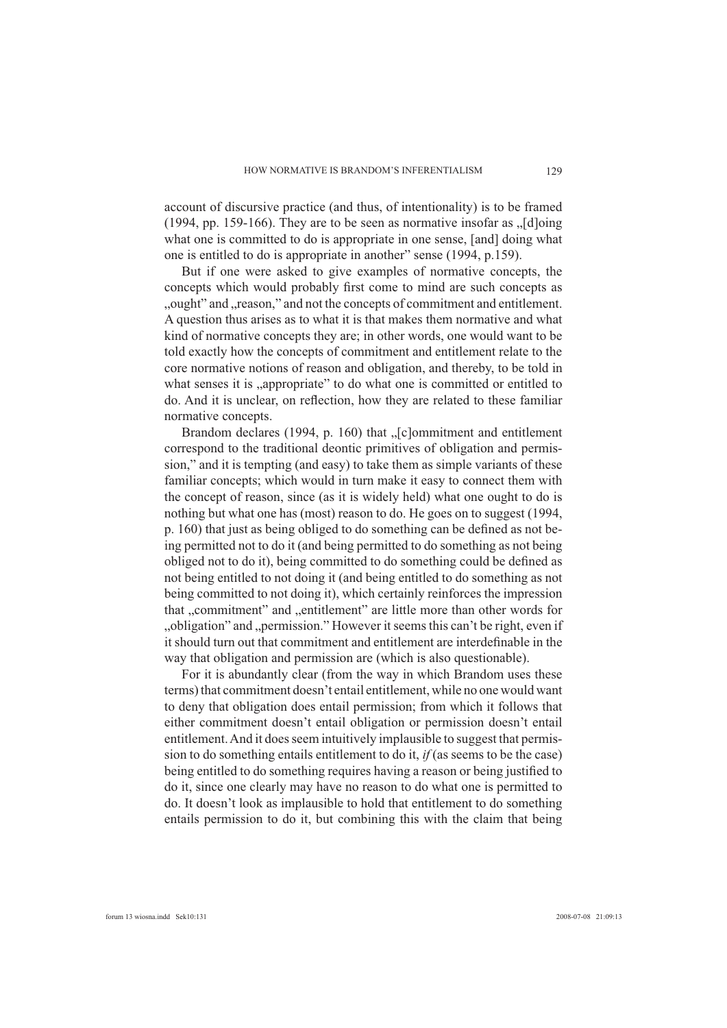account of discursive practice (and thus, of intentionality) is to be framed (1994, pp. 159-166). They are to be seen as normative insofar as „[d]oing what one is committed to do is appropriate in one sense, [and] doing what one is entitled to do is appropriate in another" sense (1994, p.159).

But if one were asked to give examples of normative concepts, the concepts which would probably first come to mind are such concepts as „ought" and „reason," and not the concepts of commitment and entitlement. A question thus arises as to what it is that makes them normative and what kind of normative concepts they are; in other words, one would want to be told exactly how the concepts of commitment and entitlement relate to the core normative notions of reason and obligation, and thereby, to be told in what senses it is „appropriate" to do what one is committed or entitled to do. And it is unclear, on reflection, how they are related to these familiar normative concepts.

Brandom declares (1994, p. 160) that „[c]ommitment and entitlement correspond to the traditional deontic primitives of obligation and permission," and it is tempting (and easy) to take them as simple variants of these familiar concepts; which would in turn make it easy to connect them with the concept of reason, since (as it is widely held) what one ought to do is nothing but what one has (most) reason to do. He goes on to suggest (1994, p. 160) that just as being obliged to do something can be defined as not being permitted not to do it (and being permitted to do something as not being obliged not to do it), being committed to do something could be defined as not being entitled to not doing it (and being entitled to do something as not being committed to not doing it), which certainly reinforces the impression that „commitment" and „entitlement" are little more than other words for „obligation" and „permission." However it seems this can't be right, even if it should turn out that commitment and entitlement are interdefinable in the way that obligation and permission are (which is also questionable).

For it is abundantly clear (from the way in which Brandom uses these terms) that commitment doesn't entail entitlement, while no one would want to deny that obligation does entail permission; from which it follows that either commitment doesn't entail obligation or permission doesn't entail entitlement. And it does seem intuitively implausible to suggest that permission to do something entails entitlement to do it, *if* (as seems to be the case) being entitled to do something requires having a reason or being justified to do it, since one clearly may have no reason to do what one is permitted to do. It doesn't look as implausible to hold that entitlement to do something entails permission to do it, but combining this with the claim that being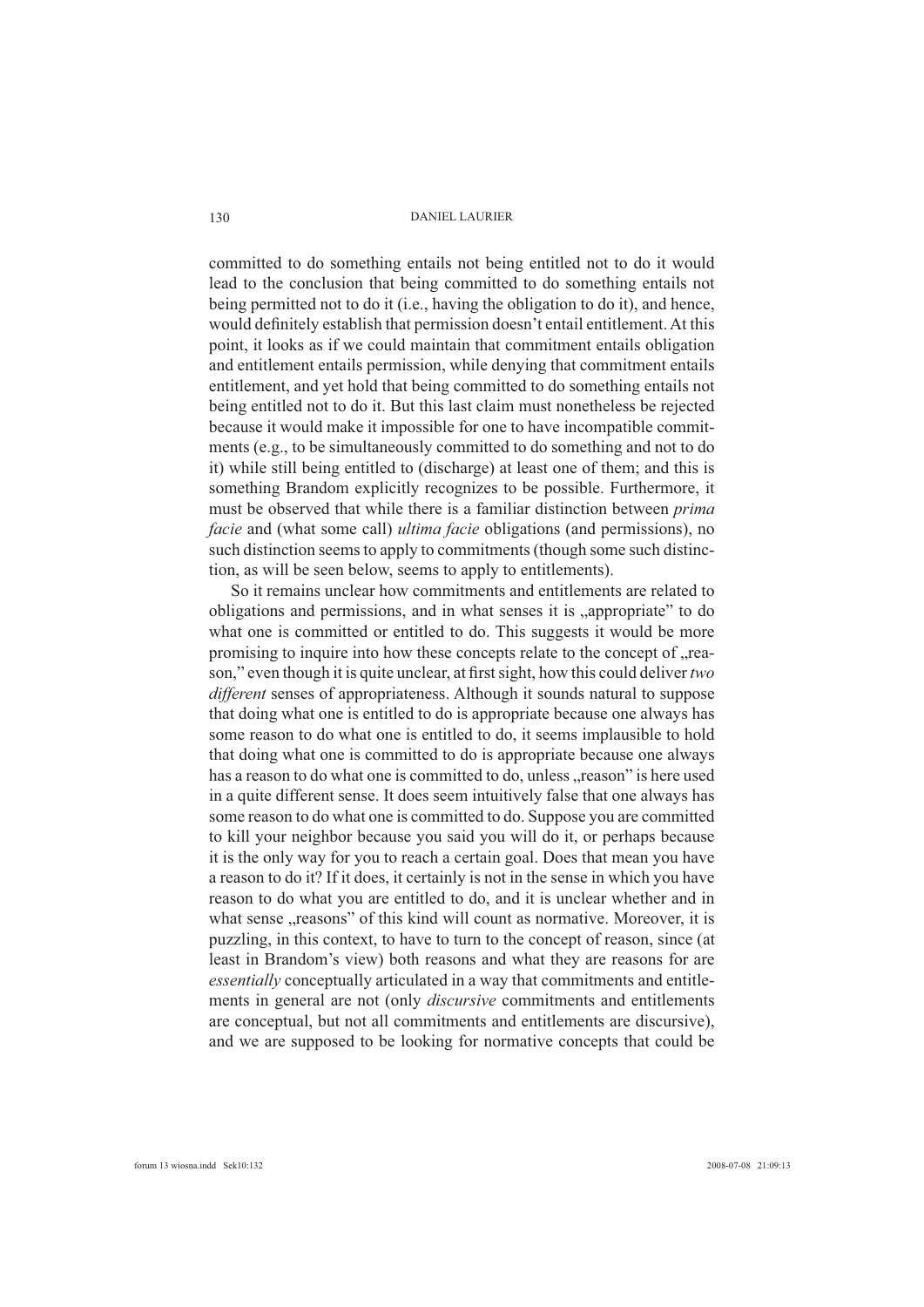committed to do something entails not being entitled not to do it would lead to the conclusion that being committed to do something entails not being permitted not to do it (i.e., having the obligation to do it), and hence, would definitely establish that permission doesn't entail entitlement. At this point, it looks as if we could maintain that commitment entails obligation and entitlement entails permission, while denying that commitment entails entitlement, and yet hold that being committed to do something entails not being entitled not to do it. But this last claim must nonetheless be rejected because it would make it impossible for one to have incompatible commitments (e.g., to be simultaneously committed to do something and not to do it) while still being entitled to (discharge) at least one of them; and this is something Brandom explicitly recognizes to be possible. Furthermore, it must be observed that while there is a familiar distinction between *prima facie* and (what some call) *ultima facie* obligations (and permissions), no such distinction seems to apply to commitments (though some such distinction, as will be seen below, seems to apply to entitlements).

So it remains unclear how commitments and entitlements are related to obligations and permissions, and in what senses it is „appropriate" to do what one is committed or entitled to do. This suggests it would be more promising to inquire into how these concepts relate to the concept of „reason," even though it is quite unclear, at first sight, how this could deliver *two different* senses of appropriateness. Although it sounds natural to suppose that doing what one is entitled to do is appropriate because one always has some reason to do what one is entitled to do, it seems implausible to hold that doing what one is committed to do is appropriate because one always has a reason to do what one is committed to do, unless „reason" is here used in a quite different sense. It does seem intuitively false that one always has some reason to do what one is committed to do. Suppose you are committed to kill your neighbor because you said you will do it, or perhaps because it is the only way for you to reach a certain goal. Does that mean you have a reason to do it? If it does, it certainly is not in the sense in which you have reason to do what you are entitled to do, and it is unclear whether and in what sense „reasons" of this kind will count as normative. Moreover, it is puzzling, in this context, to have to turn to the concept of reason, since (at least in Brandom's view) both reasons and what they are reasons for are *essentially* conceptually articulated in a way that commitments and entitlements in general are not (only *discursive* commitments and entitlements are conceptual, but not all commitments and entitlements are discursive), and we are supposed to be looking for normative concepts that could be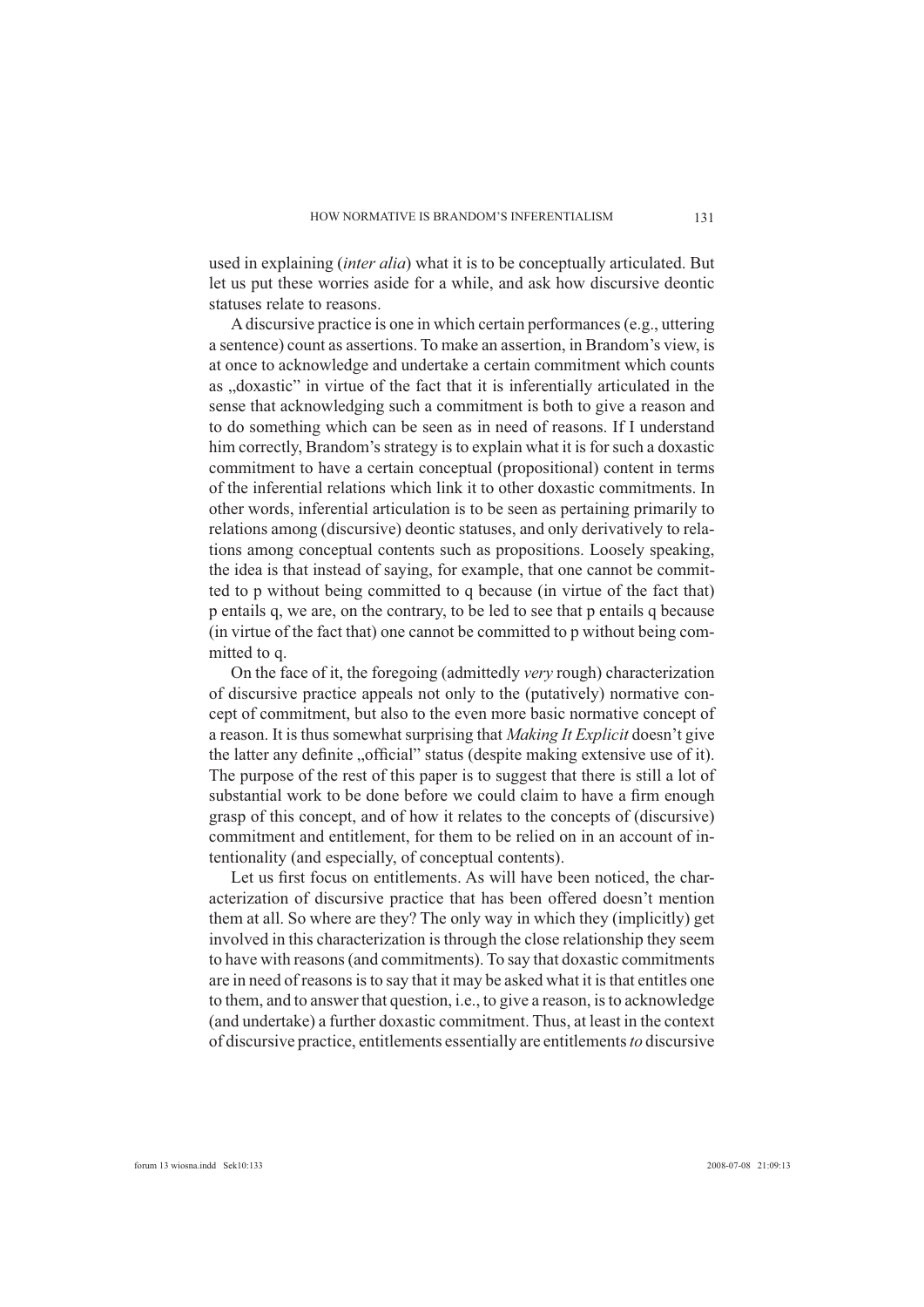used in explaining (*inter alia*) what it is to be conceptually articulated. But let us put these worries aside for a while, and ask how discursive deontic statuses relate to reasons.

A discursive practice is one in which certain performances (e.g., uttering a sentence) count as assertions. To make an assertion, in Brandom's view, is at once to acknowledge and undertake a certain commitment which counts as „doxastic" in virtue of the fact that it is inferentially articulated in the sense that acknowledging such a commitment is both to give a reason and to do something which can be seen as in need of reasons. If I understand him correctly, Brandom's strategy is to explain what it is for such a doxastic commitment to have a certain conceptual (propositional) content in terms of the inferential relations which link it to other doxastic commitments. In other words, inferential articulation is to be seen as pertaining primarily to relations among (discursive) deontic statuses, and only derivatively to relations among conceptual contents such as propositions. Loosely speaking, the idea is that instead of saying, for example, that one cannot be committed to p without being committed to q because (in virtue of the fact that) p entails q, we are, on the contrary, to be led to see that p entails q because (in virtue of the fact that) one cannot be committed to p without being committed to q.

On the face of it, the foregoing (admittedly *very* rough) characterization of discursive practice appeals not only to the (putatively) normative concept of commitment, but also to the even more basic normative concept of a reason. It is thus somewhat surprising that *Making It Explicit* doesn't give the latter any definite „official" status (despite making extensive use of it). The purpose of the rest of this paper is to suggest that there is still a lot of substantial work to be done before we could claim to have a firm enough grasp of this concept, and of how it relates to the concepts of (discursive) commitment and entitlement, for them to be relied on in an account of intentionality (and especially, of conceptual contents).

Let us first focus on entitlements. As will have been noticed, the characterization of discursive practice that has been offered doesn't mention them at all. So where are they? The only way in which they (implicitly) get involved in this characterization is through the close relationship they seem to have with reasons (and commitments). To say that doxastic commitments are in need of reasons is to say that it may be asked what it is that entitles one to them, and to answer that question, i.e., to give a reason, is to acknowledge (and undertake) a further doxastic commitment. Thus, at least in the context of discursive practice, entitlements essentially are entitlements *to* discursive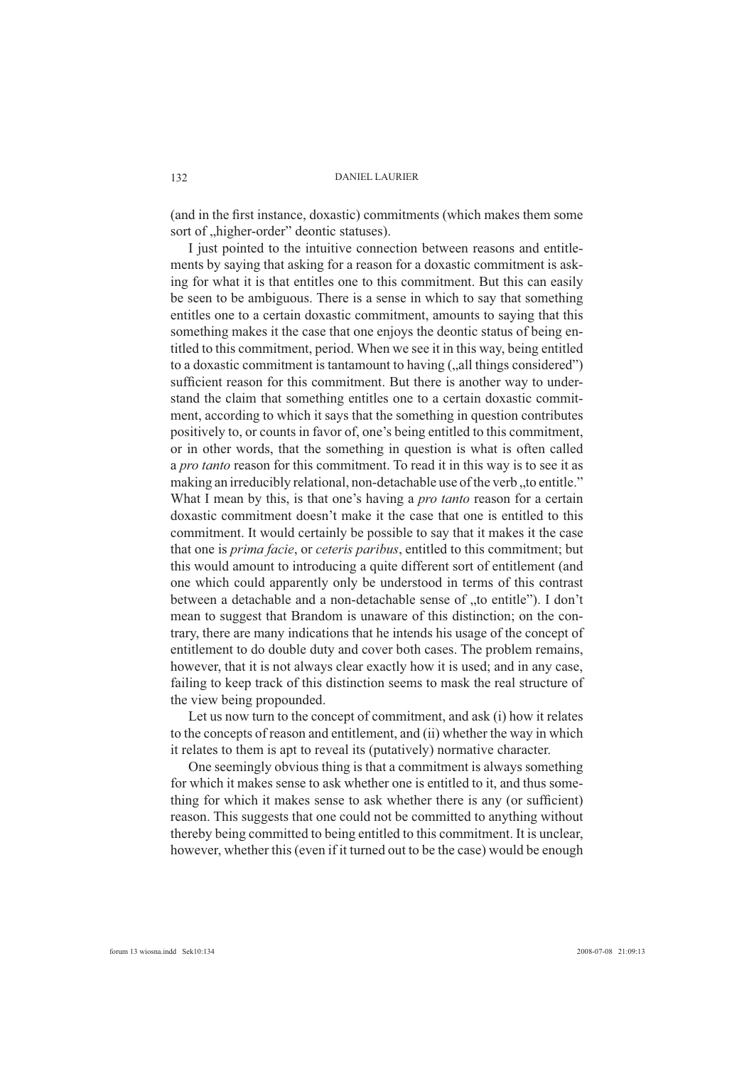(and in the first instance, doxastic) commitments (which makes them some sort of „higher-order" deontic statuses).

I just pointed to the intuitive connection between reasons and entitlements by saying that asking for a reason for a doxastic commitment is asking for what it is that entitles one to this commitment. But this can easily be seen to be ambiguous. There is a sense in which to say that something entitles one to a certain doxastic commitment, amounts to saying that this something makes it the case that one enjoys the deontic status of being entitled to this commitment, period. When we see it in this way, being entitled to a doxastic commitment is tantamount to having („all things considered") sufficient reason for this commitment. But there is another way to understand the claim that something entitles one to a certain doxastic commitment, according to which it says that the something in question contributes positively to, or counts in favor of, one's being entitled to this commitment, or in other words, that the something in question is what is often called a *pro tanto* reason for this commitment. To read it in this way is to see it as making an irreducibly relational, non-detachable use of the verb „to entitle." What I mean by this, is that one's having a *pro tanto* reason for a certain doxastic commitment doesn't make it the case that one is entitled to this commitment. It would certainly be possible to say that it makes it the case that one is *prima facie*, or *ceteris paribus*, entitled to this commitment; but this would amount to introducing a quite different sort of entitlement (and one which could apparently only be understood in terms of this contrast between a detachable and a non-detachable sense of „to entitle"). I don't mean to suggest that Brandom is unaware of this distinction; on the contrary, there are many indications that he intends his usage of the concept of entitlement to do double duty and cover both cases. The problem remains, however, that it is not always clear exactly how it is used; and in any case, failing to keep track of this distinction seems to mask the real structure of the view being propounded.

Let us now turn to the concept of commitment, and ask (i) how it relates to the concepts of reason and entitlement, and (ii) whether the way in which it relates to them is apt to reveal its (putatively) normative character.

One seemingly obvious thing is that a commitment is always something for which it makes sense to ask whether one is entitled to it, and thus something for which it makes sense to ask whether there is any (or sufficient) reason. This suggests that one could not be committed to anything without thereby being committed to being entitled to this commitment. It is unclear, however, whether this (even if it turned out to be the case) would be enough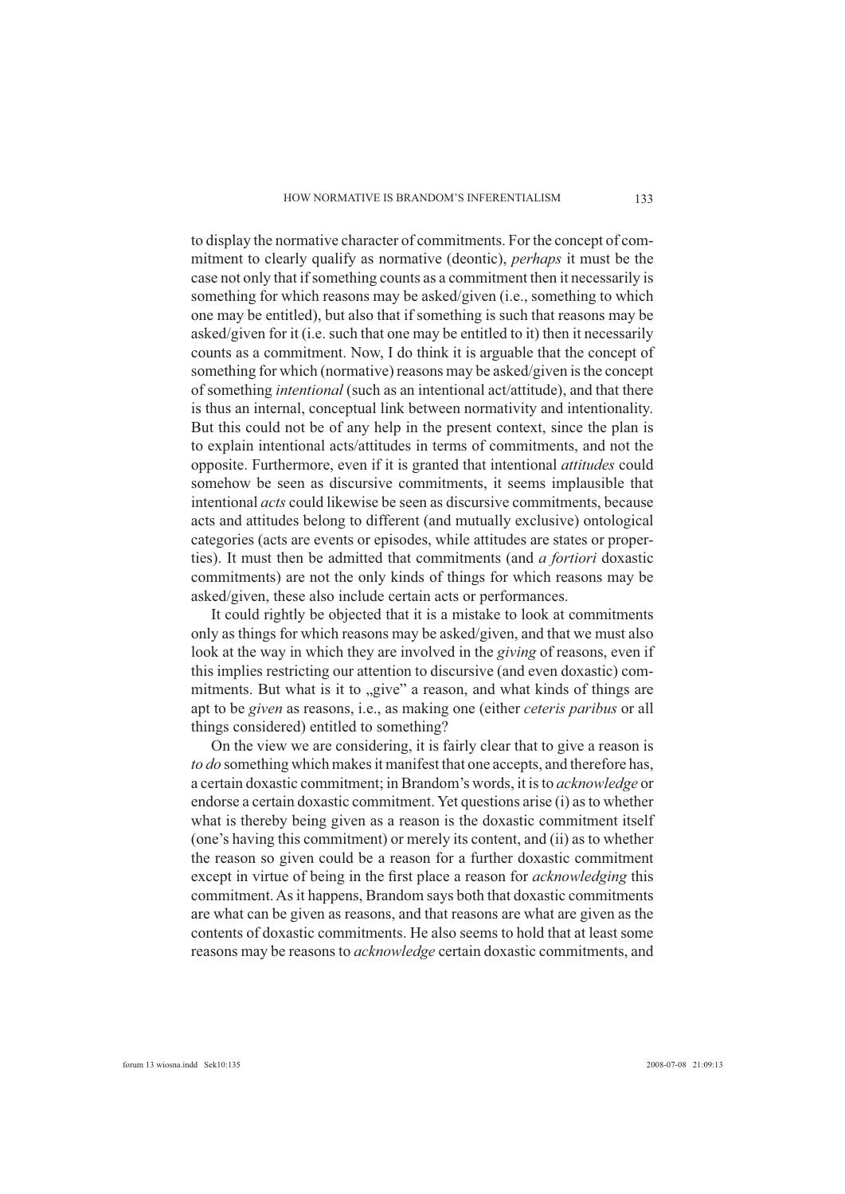to display the normative character of commitments. For the concept of commitment to clearly qualify as normative (deontic), *perhaps* it must be the case not only that if something counts as a commitment then it necessarily is something for which reasons may be asked/given (i.e., something to which one may be entitled), but also that if something is such that reasons may be asked/given for it (i.e. such that one may be entitled to it) then it necessarily counts as a commitment. Now, I do think it is arguable that the concept of something for which (normative) reasons may be asked/given is the concept of something *intentional* (such as an intentional act/attitude), and that there is thus an internal, conceptual link between normativity and intentionality. But this could not be of any help in the present context, since the plan is to explain intentional acts/attitudes in terms of commitments, and not the opposite. Furthermore, even if it is granted that intentional *attitudes* could somehow be seen as discursive commitments, it seems implausible that intentional *acts* could likewise be seen as discursive commitments, because acts and attitudes belong to different (and mutually exclusive) ontological categories (acts are events or episodes, while attitudes are states or properties). It must then be admitted that commitments (and *a fortiori* doxastic commitments) are not the only kinds of things for which reasons may be asked/given, these also include certain acts or performances.

It could rightly be objected that it is a mistake to look at commitments only as things for which reasons may be asked/given, and that we must also look at the way in which they are involved in the *giving* of reasons, even if this implies restricting our attention to discursive (and even doxastic) commitments. But what is it to „give" a reason, and what kinds of things are apt to be *given* as reasons, i.e., as making one (either *ceteris paribus* or all things considered) entitled to something?

On the view we are considering, it is fairly clear that to give a reason is *to do* something which makes it manifest that one accepts, and therefore has, a certain doxastic commitment; in Brandom's words, it is to *acknowledge* or endorse a certain doxastic commitment. Yet questions arise (i) as to whether what is thereby being given as a reason is the doxastic commitment itself (one's having this commitment) or merely its content, and (ii) as to whether the reason so given could be a reason for a further doxastic commitment except in virtue of being in the first place a reason for *acknowledging* this commitment. As it happens, Brandom says both that doxastic commitments are what can be given as reasons, and that reasons are what are given as the contents of doxastic commitments. He also seems to hold that at least some reasons may be reasons to *acknowledge* certain doxastic commitments, and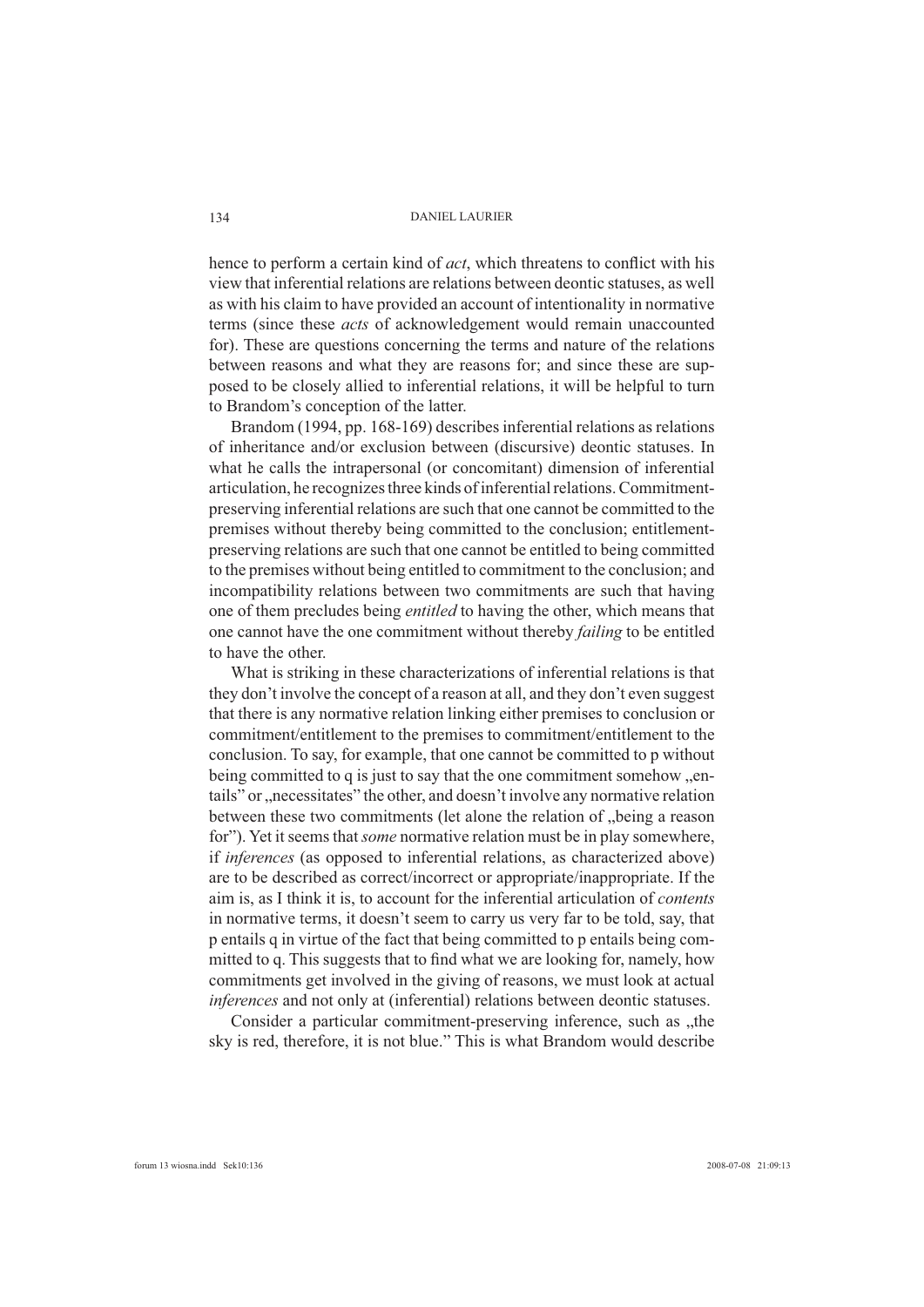hence to perform a certain kind of *act*, which threatens to conflict with his view that inferential relations are relations between deontic statuses, as well as with his claim to have provided an account of intentionality in normative terms (since these *acts* of acknowledgement would remain unaccounted for). These are questions concerning the terms and nature of the relations between reasons and what they are reasons for; and since these are supposed to be closely allied to inferential relations, it will be helpful to turn to Brandom's conception of the latter.

Brandom (1994, pp. 168-169) describes inferential relations as relations of inheritance and/or exclusion between (discursive) deontic statuses. In what he calls the intrapersonal (or concomitant) dimension of inferential articulation, he recognizes three kinds of inferential relations. Commitment-preserving inferential relations are such that one cannot be committed to the premises without thereby being committed to the conclusion; entitlement-preserving relations are such that one cannot be entitled to being committed to the premises without being entitled to commitment to the conclusion; and incompatibility relations between two commitments are such that having one of them precludes being *entitled* to having the other, which means that one cannot have the one commitment without thereby *failing* to be entitled to have the other.

What is striking in these characterizations of inferential relations is that they don't involve the concept of a reason at all, and they don't even suggest that there is any normative relation linking either premises to conclusion or commitment/entitlement to the premises to commitment/entitlement to the conclusion. To say, for example, that one cannot be committed to p without being committed to q is just to say that the one commitment somehow „entails" or „necessitates" the other, and doesn't involve any normative relation between these two commitments (let alone the relation of „being a reason for"). Yet it seems that *some* normative relation must be in play somewhere, if *inferences* (as opposed to inferential relations, as characterized above) are to be described as correct/incorrect or appropriate/inappropriate. If the aim is, as I think it is, to account for the inferential articulation of *contents* in normative terms, it doesn't seem to carry us very far to be told, say, that p entails q in virtue of the fact that being committed to p entails being committed to q. This suggests that to find what we are looking for, namely, how commitments get involved in the giving of reasons, we must look at actual *inferences* and not only at (inferential) relations between deontic statuses.

Consider a particular commitment-preserving inference, such as „the sky is red, therefore, it is not blue." This is what Brandom would describe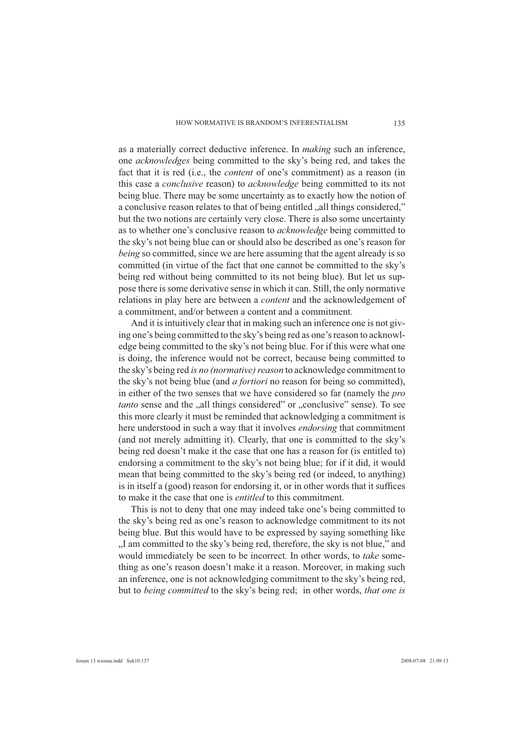as a materially correct deductive inference. In *making* such an inference, one *acknowledges* being committed to the sky's being red, and takes the fact that it is red (i.e., the *content* of one's commitment) as a reason (in this case a *conclusive* reason) to *acknowledge* being committed to its not being blue. There may be some uncertainty as to exactly how the notion of a conclusive reason relates to that of being entitled „all things considered," but the two notions are certainly very close. There is also some uncertainty as to whether one's conclusive reason to *acknowledge* being committed to the sky's not being blue can or should also be described as one's reason for *being* so committed, since we are here assuming that the agent already is so committed (in virtue of the fact that one cannot be committed to the sky's being red without being committed to its not being blue). But let us suppose there is some derivative sense in which it can. Still, the only normative relations in play here are between a *content* and the acknowledgement of a commitment, and/or between a content and a commitment.

And it is intuitively clear that in making such an inference one is not giving one's being committed to the sky's being red as one's reason to acknowledge being committed to the sky's not being blue. For if this were what one is doing, the inference would not be correct, because being committed to the sky's being red *is no (normative) reason* to acknowledge commitment to the sky's not being blue (and *a fortiori* no reason for being so committed), in either of the two senses that we have considered so far (namely the *pro tanto* sense and the „all things considered" or „conclusive" sense). To see this more clearly it must be reminded that acknowledging a commitment is here understood in such a way that it involves *endorsing* that commitment (and not merely admitting it). Clearly, that one is committed to the sky's being red doesn't make it the case that one has a reason for (is entitled to) endorsing a commitment to the sky's not being blue; for if it did, it would mean that being committed to the sky's being red (or indeed, to anything) is in itself a (good) reason for endorsing it, or in other words that it suffices to make it the case that one is *entitled* to this commitment.

This is not to deny that one may indeed take one's being committed to the sky's being red as one's reason to acknowledge commitment to its not being blue. But this would have to be expressed by saying something like „I am committed to the sky's being red, therefore, the sky is not blue," and would immediately be seen to be incorrect. In other words, to *take* something as one's reason doesn't make it a reason. Moreover, in making such an inference, one is not acknowledging commitment to the sky's being red, but to *being committed* to the sky's being red; in other words, *that one is*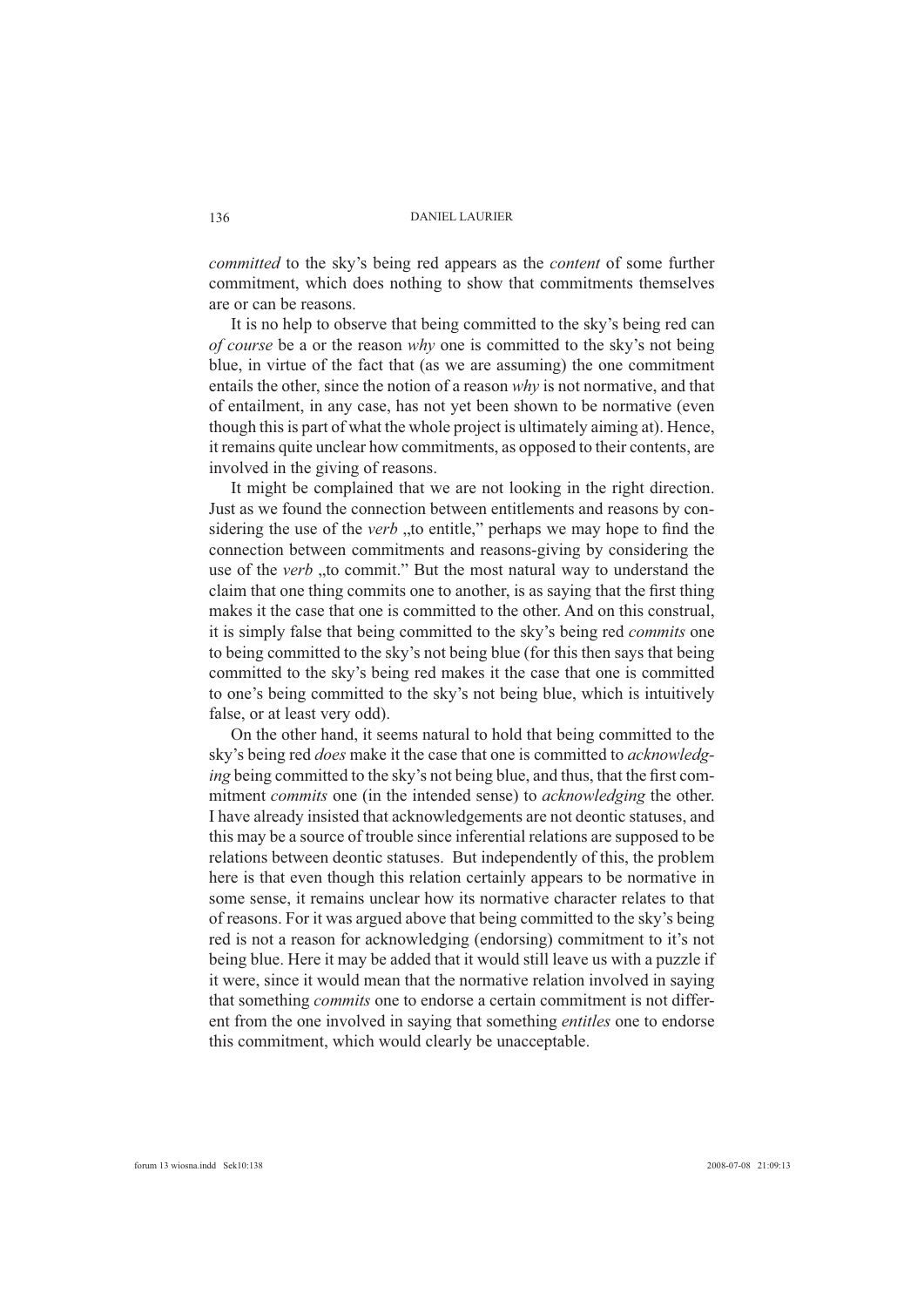*committed* to the sky's being red appears as the *content* of some further commitment, which does nothing to show that commitments themselves are or can be reasons.

It is no help to observe that being committed to the sky's being red can *of course* be a or the reason *why* one is committed to the sky's not being blue, in virtue of the fact that (as we are assuming) the one commitment entails the other, since the notion of a reason *why* is not normative, and that of entailment, in any case, has not yet been shown to be normative (even though this is part of what the whole project is ultimately aiming at). Hence, it remains quite unclear how commitments, as opposed to their contents, are involved in the giving of reasons.

It might be complained that we are not looking in the right direction. Just as we found the connection between entitlements and reasons by considering the use of the *verb* „to entitle," perhaps we may hope to find the connection between commitments and reasons-giving by considering the use of the *verb* „to commit." But the most natural way to understand the claim that one thing commits one to another, is as saying that the first thing makes it the case that one is committed to the other. And on this construal, it is simply false that being committed to the sky's being red *commits* one to being committed to the sky's not being blue (for this then says that being committed to the sky's being red makes it the case that one is committed to one's being committed to the sky's not being blue, which is intuitively false, or at least very odd).

On the other hand, it seems natural to hold that being committed to the sky's being red *does* make it the case that one is committed to *acknowledging* being committed to the sky's not being blue, and thus, that the first commitment *commits* one (in the intended sense) to *acknowledging* the other. I have already insisted that acknowledgements are not deontic statuses, and this may be a source of trouble since inferential relations are supposed to be relations between deontic statuses. But independently of this, the problem here is that even though this relation certainly appears to be normative in some sense, it remains unclear how its normative character relates to that of reasons. For it was argued above that being committed to the sky's being red is not a reason for acknowledging (endorsing) commitment to it's not being blue. Here it may be added that it would still leave us with a puzzle if it were, since it would mean that the normative relation involved in saying that something *commits* one to endorse a certain commitment is not different from the one involved in saying that something *entitles* one to endorse this commitment, which would clearly be unacceptable.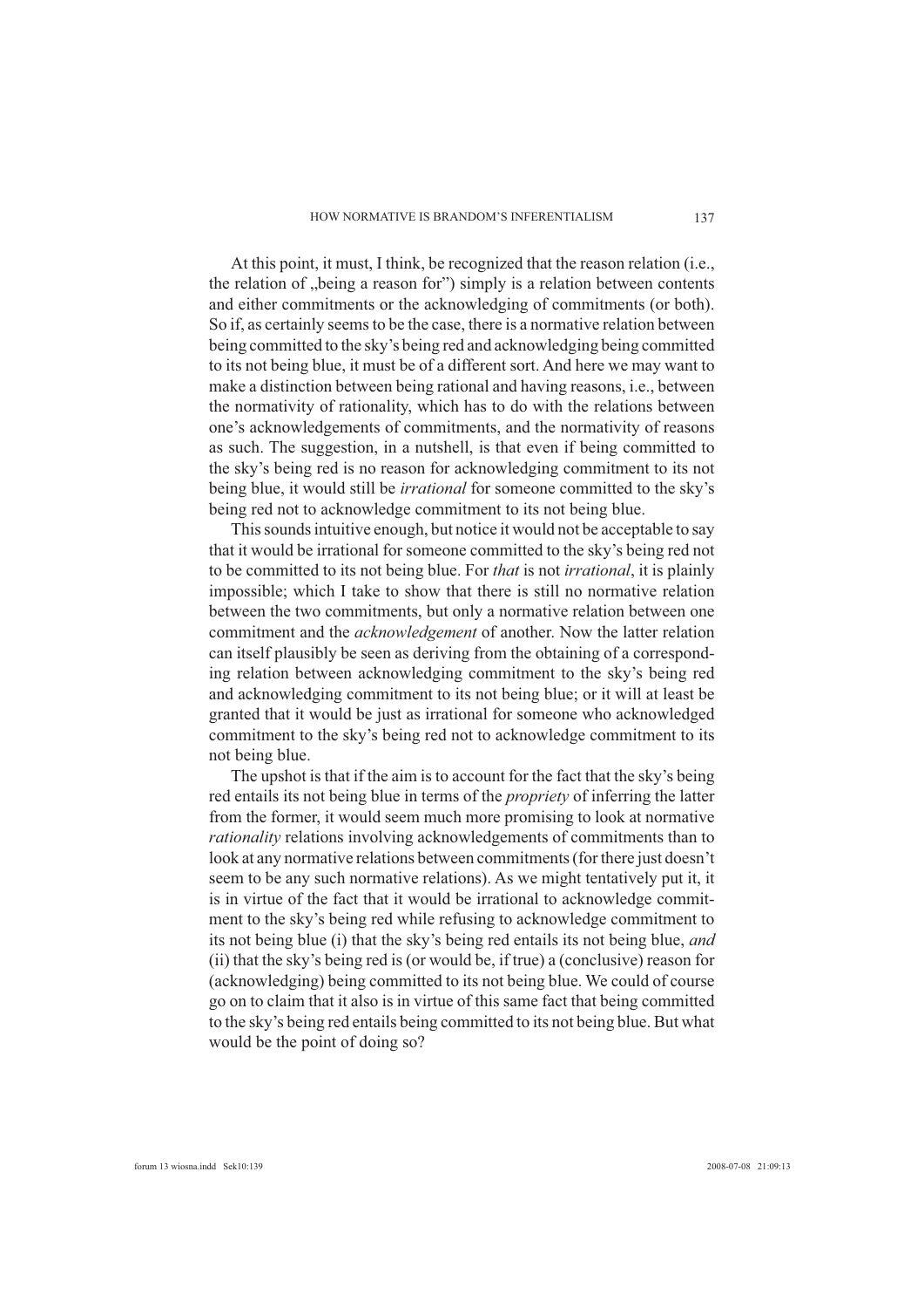At this point, it must, I think, be recognized that the reason relation (i.e., the relation of „being a reason for") simply is a relation between contents and either commitments or the acknowledging of commitments (or both). So if, as certainly seems to be the case, there is a normative relation between being committed to the sky's being red and acknowledging being committed to its not being blue, it must be of a different sort. And here we may want to make a distinction between being rational and having reasons, i.e., between the normativity of rationality, which has to do with the relations between one's acknowledgements of commitments, and the normativity of reasons as such. The suggestion, in a nutshell, is that even if being committed to the sky's being red is no reason for acknowledging commitment to its not being blue, it would still be *irrational* for someone committed to the sky's being red not to acknowledge commitment to its not being blue.

This sounds intuitive enough, but notice it would not be acceptable to say that it would be irrational for someone committed to the sky's being red not to be committed to its not being blue. For *that* is not *irrational*, it is plainly impossible; which I take to show that there is still no normative relation between the two commitments, but only a normative relation between one commitment and the *acknowledgement* of another. Now the latter relation can itself plausibly be seen as deriving from the obtaining of a corresponding relation between acknowledging commitment to the sky's being red and acknowledging commitment to its not being blue; or it will at least be granted that it would be just as irrational for someone who acknowledged commitment to the sky's being red not to acknowledge commitment to its not being blue.

The upshot is that if the aim is to account for the fact that the sky's being red entails its not being blue in terms of the *propriety* of inferring the latter from the former, it would seem much more promising to look at normative *rationality* relations involving acknowledgements of commitments than to look at any normative relations between commitments (for there just doesn't seem to be any such normative relations). As we might tentatively put it, it is in virtue of the fact that it would be irrational to acknowledge commitment to the sky's being red while refusing to acknowledge commitment to its not being blue (i) that the sky's being red entails its not being blue, *and* (ii) that the sky's being red is (or would be, if true) a (conclusive) reason for (acknowledging) being committed to its not being blue. We could of course go on to claim that it also is in virtue of this same fact that being committed to the sky's being red entails being committed to its not being blue. But what would be the point of doing so?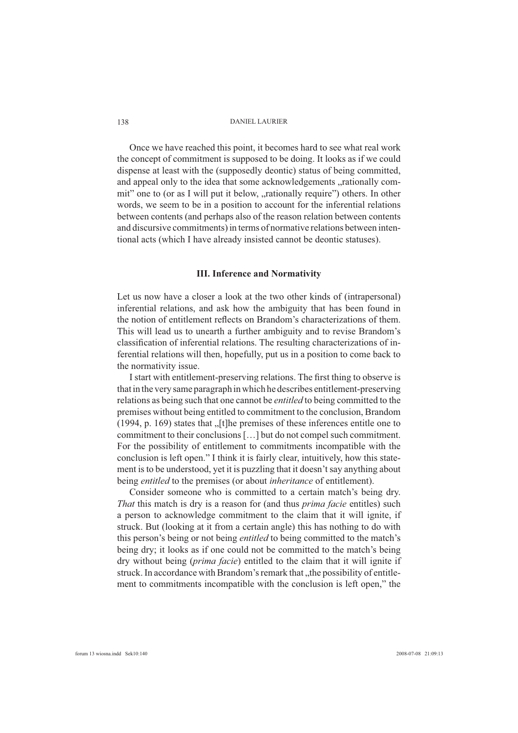Once we have reached this point, it becomes hard to see what real work the concept of commitment is supposed to be doing. It looks as if we could dispense at least with the (supposedly deontic) status of being committed, and appeal only to the idea that some acknowledgements „rationally commit" one to (or as I will put it below, „rationally require") others. In other words, we seem to be in a position to account for the inferential relations between contents (and perhaps also of the reason relation between contents and discursive commitments) in terms of normative relations between intentional acts (which I have already insisted cannot be deontic statuses).

### III. Inference and Normativity

Let us now have a closer a look at the two other kinds of (intrapersonal) inferential relations, and ask how the ambiguity that has been found in the notion of entitlement reflects on Brandom's characterizations of them. This will lead us to unearth a further ambiguity and to revise Brandom's classification of inferential relations. The resulting characterizations of inferential relations will then, hopefully, put us in a position to come back to the normativity issue.

I start with entitlement-preserving relations. The first thing to observe is that in the very same paragraph in which he describes entitlement-preserving relations as being such that one cannot be *entitled* to being committed to the premises without being entitled to commitment to the conclusion, Brandom (1994, p. 169) states that „[t]he premises of these inferences entitle one to commitment to their conclusions […] but do not compel such commitment. For the possibility of entitlement to commitments incompatible with the conclusion is left open." I think it is fairly clear, intuitively, how this statement is to be understood, yet it is puzzling that it doesn't say anything about being *entitled* to the premises (or about *inheritance* of entitlement).

Consider someone who is committed to a certain match's being dry. *That* this match is dry is a reason for (and thus *prima facie* entitles) such a person to acknowledge commitment to the claim that it will ignite, if struck. But (looking at it from a certain angle) this has nothing to do with this person's being or not being *entitled* to being committed to the match's being dry; it looks as if one could not be committed to the match's being dry without being (*prima facie*) entitled to the claim that it will ignite if struck. In accordance with Brandom's remark that „the possibility of entitlement to commitments incompatible with the conclusion is left open," the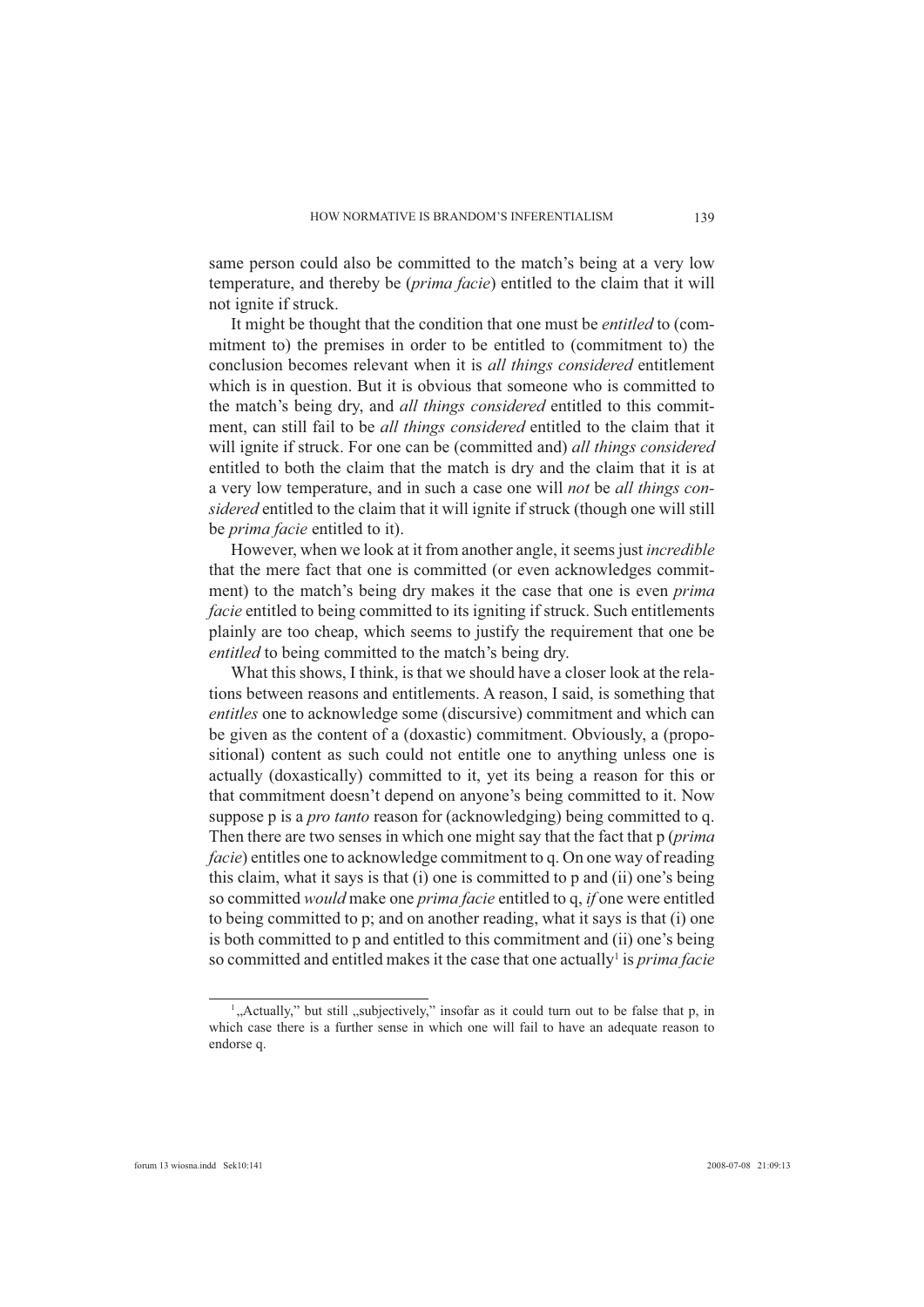same person could also be committed to the match's being at a very low temperature, and thereby be (*prima facie*) entitled to the claim that it will not ignite if struck.

It might be thought that the condition that one must be *entitled* to (commitment to) the premises in order to be entitled to (commitment to) the conclusion becomes relevant when it is *all things considered* entitlement which is in question. But it is obvious that someone who is committed to the match's being dry, and *all things considered* entitled to this commitment, can still fail to be *all things considered* entitled to the claim that it will ignite if struck. For one can be (committed and) *all things considered* entitled to both the claim that the match is dry and the claim that it is at a very low temperature, and in such a case one will *not* be *all things considered* entitled to the claim that it will ignite if struck (though one will still be *prima facie* entitled to it).

However, when we look at it from another angle, it seems just *incredible* that the mere fact that one is committed (or even acknowledges commitment) to the match's being dry makes it the case that one is even *prima facie* entitled to being committed to its igniting if struck. Such entitlements plainly are too cheap, which seems to justify the requirement that one be *entitled* to being committed to the match's being dry.

What this shows, I think, is that we should have a closer look at the relations between reasons and entitlements. A reason, I said, is something that *entitles* one to acknowledge some (discursive) commitment and which can be given as the content of a (doxastic) commitment. Obviously, a (propositional) content as such could not entitle one to anything unless one is actually (doxastically) committed to it, yet its being a reason for this or that commitment doesn't depend on anyone's being committed to it. Now suppose p is a *pro tanto* reason for (acknowledging) being committed to q. Then there are two senses in which one might say that the fact that p (*prima facie*) entitles one to acknowledge commitment to q. On one way of reading this claim, what it says is that (i) one is committed to p and (ii) one's being so committed *would* make one *prima facie* entitled to q, *if* one were entitled to being committed to p; and on another reading, what it says is that (i) one is both committed to p and entitled to this commitment and (ii) one's being so committed and entitled makes it the case that one actually[1] is *prima facie*

[1] „Actually," but still „subjectively," insofar as it could turn out to be false that p, in which case there is a further sense in which one will fail to have an adequate reason to endorse q.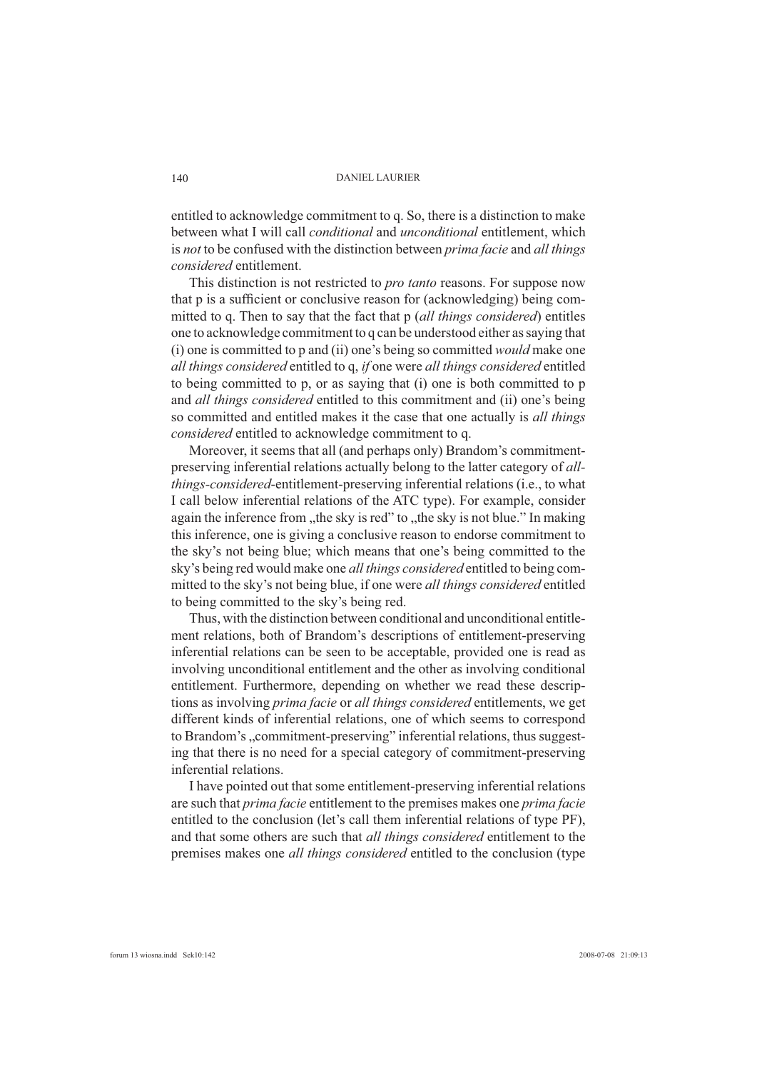entitled to acknowledge commitment to q. So, there is a distinction to make between what I will call *conditional* and *unconditional* entitlement, which is *not* to be confused with the distinction between *prima facie* and *all things considered* entitlement.

This distinction is not restricted to *pro tanto* reasons. For suppose now that p is a sufficient or conclusive reason for (acknowledging) being committed to q. Then to say that the fact that p (*all things considered*) entitles one to acknowledge commitment to q can be understood either as saying that (i) one is committed to p and (ii) one's being so committed *would* make one *all things considered* entitled to q, *if* one were *all things considered* entitled to being committed to p, or as saying that (i) one is both committed to p and *all things considered* entitled to this commitment and (ii) one's being so committed and entitled makes it the case that one actually is *all things considered* entitled to acknowledge commitment to q.

Moreover, it seems that all (and perhaps only) Brandom's commitment-preserving inferential relations actually belong to the latter category of *all-things-considered*-entitlement-preserving inferential relations (i.e., to what I call below inferential relations of the ATC type). For example, consider again the inference from „the sky is red" to „the sky is not blue." In making this inference, one is giving a conclusive reason to endorse commitment to the sky's not being blue; which means that one's being committed to the sky's being red would make one *all things considered* entitled to being committed to the sky's not being blue, if one were *all things considered* entitled to being committed to the sky's being red.

Thus, with the distinction between conditional and unconditional entitlement relations, both of Brandom's descriptions of entitlement-preserving inferential relations can be seen to be acceptable, provided one is read as involving unconditional entitlement and the other as involving conditional entitlement. Furthermore, depending on whether we read these descriptions as involving *prima facie* or *all things considered* entitlements, we get different kinds of inferential relations, one of which seems to correspond to Brandom's „commitment-preserving" inferential relations, thus suggesting that there is no need for a special category of commitment-preserving inferential relations.

I have pointed out that some entitlement-preserving inferential relations are such that *prima facie* entitlement to the premises makes one *prima facie* entitled to the conclusion (let's call them inferential relations of type PF), and that some others are such that *all things considered* entitlement to the premises makes one *all things considered* entitled to the conclusion (type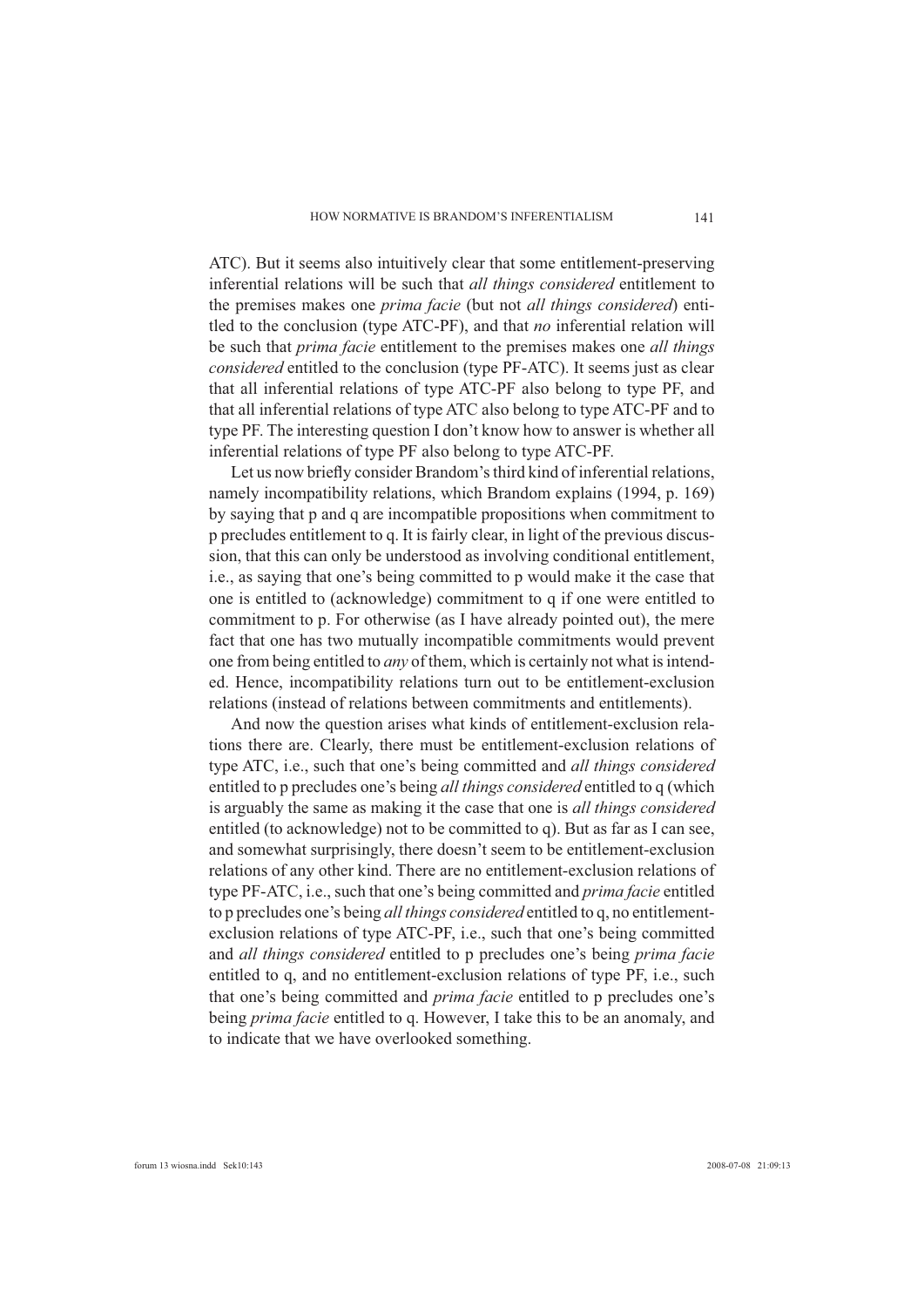ATC). But it seems also intuitively clear that some entitlement-preserving inferential relations will be such that *all things considered* entitlement to the premises makes one *prima facie* (but not *all things considered*) entitled to the conclusion (type ATC-PF), and that *no* inferential relation will be such that *prima facie* entitlement to the premises makes one *all things considered* entitled to the conclusion (type PF-ATC). It seems just as clear that all inferential relations of type ATC-PF also belong to type PF, and that all inferential relations of type ATC also belong to type ATC-PF and to type PF. The interesting question I don't know how to answer is whether all inferential relations of type PF also belong to type ATC-PF.

Let us now briefly consider Brandom's third kind of inferential relations, namely incompatibility relations, which Brandom explains (1994, p. 169) by saying that p and q are incompatible propositions when commitment to p precludes entitlement to q. It is fairly clear, in light of the previous discussion, that this can only be understood as involving conditional entitlement, i.e., as saying that one's being committed to p would make it the case that one is entitled to (acknowledge) commitment to q if one were entitled to commitment to p. For otherwise (as I have already pointed out), the mere fact that one has two mutually incompatible commitments would prevent one from being entitled to *any* of them, which is certainly not what is intended. Hence, incompatibility relations turn out to be entitlement-exclusion relations (instead of relations between commitments and entitlements).

And now the question arises what kinds of entitlement-exclusion relations there are. Clearly, there must be entitlement-exclusion relations of type ATC, i.e., such that one's being committed and *all things considered* entitled to p precludes one's being *all things considered* entitled to q (which is arguably the same as making it the case that one is *all things considered* entitled (to acknowledge) not to be committed to q). But as far as I can see, and somewhat surprisingly, there doesn't seem to be entitlement-exclusion relations of any other kind. There are no entitlement-exclusion relations of type PF-ATC, i.e., such that one's being committed and *prima facie* entitled to p precludes one's being *all things considered* entitled to q, no entitlement-exclusion relations of type ATC-PF, i.e., such that one's being committed and *all things considered* entitled to p precludes one's being *prima facie* entitled to q, and no entitlement-exclusion relations of type PF, i.e., such that one's being committed and *prima facie* entitled to p precludes one's being *prima facie* entitled to q. However, I take this to be an anomaly, and to indicate that we have overlooked something.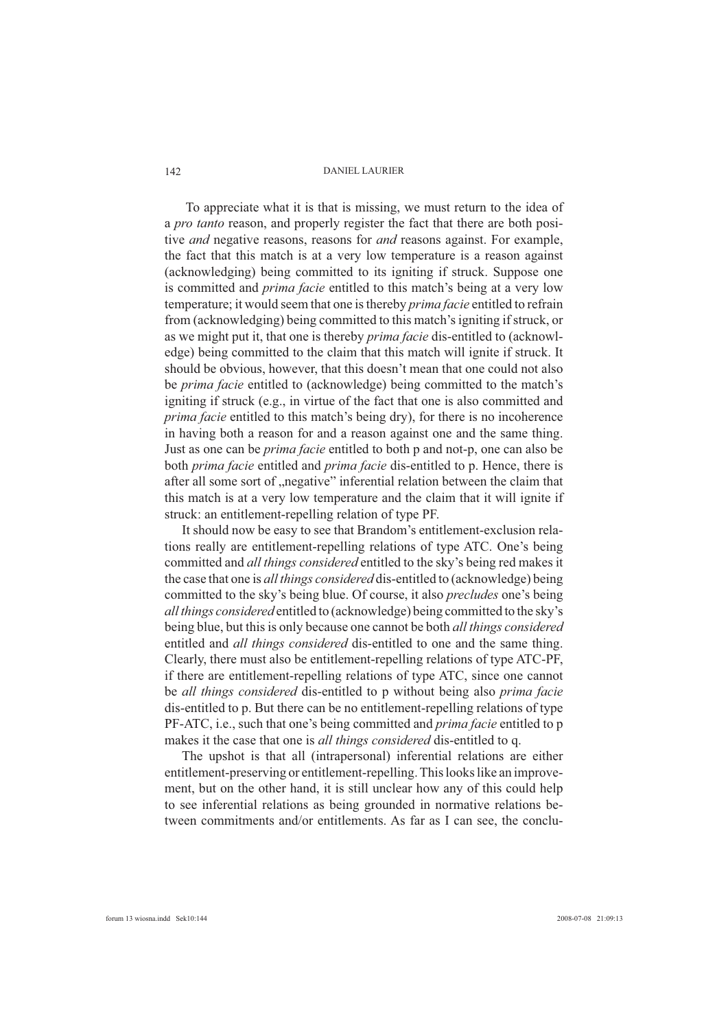To appreciate what it is that is missing, we must return to the idea of a *pro tanto* reason, and properly register the fact that there are both positive *and* negative reasons, reasons for *and* reasons against. For example, the fact that this match is at a very low temperature is a reason against (acknowledging) being committed to its igniting if struck. Suppose one is committed and *prima facie* entitled to this match's being at a very low temperature; it would seem that one is thereby *prima facie* entitled to refrain from (acknowledging) being committed to this match's igniting if struck, or as we might put it, that one is thereby *prima facie* dis-entitled to (acknowledge) being committed to the claim that this match will ignite if struck. It should be obvious, however, that this doesn't mean that one could not also be *prima facie* entitled to (acknowledge) being committed to the match's igniting if struck (e.g., in virtue of the fact that one is also committed and *prima facie* entitled to this match's being dry), for there is no incoherence in having both a reason for and a reason against one and the same thing. Just as one can be *prima facie* entitled to both p and not-p, one can also be both *prima facie* entitled and *prima facie* dis-entitled to p. Hence, there is after all some sort of „negative" inferential relation between the claim that this match is at a very low temperature and the claim that it will ignite if struck: an entitlement-repelling relation of type PF.

It should now be easy to see that Brandom's entitlement-exclusion relations really are entitlement-repelling relations of type ATC. One's being committed and *all things considered* entitled to the sky's being red makes it the case that one is *all things considered* dis-entitled to (acknowledge) being committed to the sky's being blue. Of course, it also *precludes* one's being *all things considered* entitled to (acknowledge) being committed to the sky's being blue, but this is only because one cannot be both *all things considered* entitled and *all things considered* dis-entitled to one and the same thing. Clearly, there must also be entitlement-repelling relations of type ATC-PF, if there are entitlement-repelling relations of type ATC, since one cannot be *all things considered* dis-entitled to p without being also *prima facie* dis-entitled to p. But there can be no entitlement-repelling relations of type PF-ATC, i.e., such that one's being committed and *prima facie* entitled to p makes it the case that one is *all things considered* dis-entitled to q.

The upshot is that all (intrapersonal) inferential relations are either entitlement-preserving or entitlement-repelling. This looks like an improvement, but on the other hand, it is still unclear how any of this could help to see inferential relations as being grounded in normative relations between commitments and/or entitlements. As far as I can see, the conclu-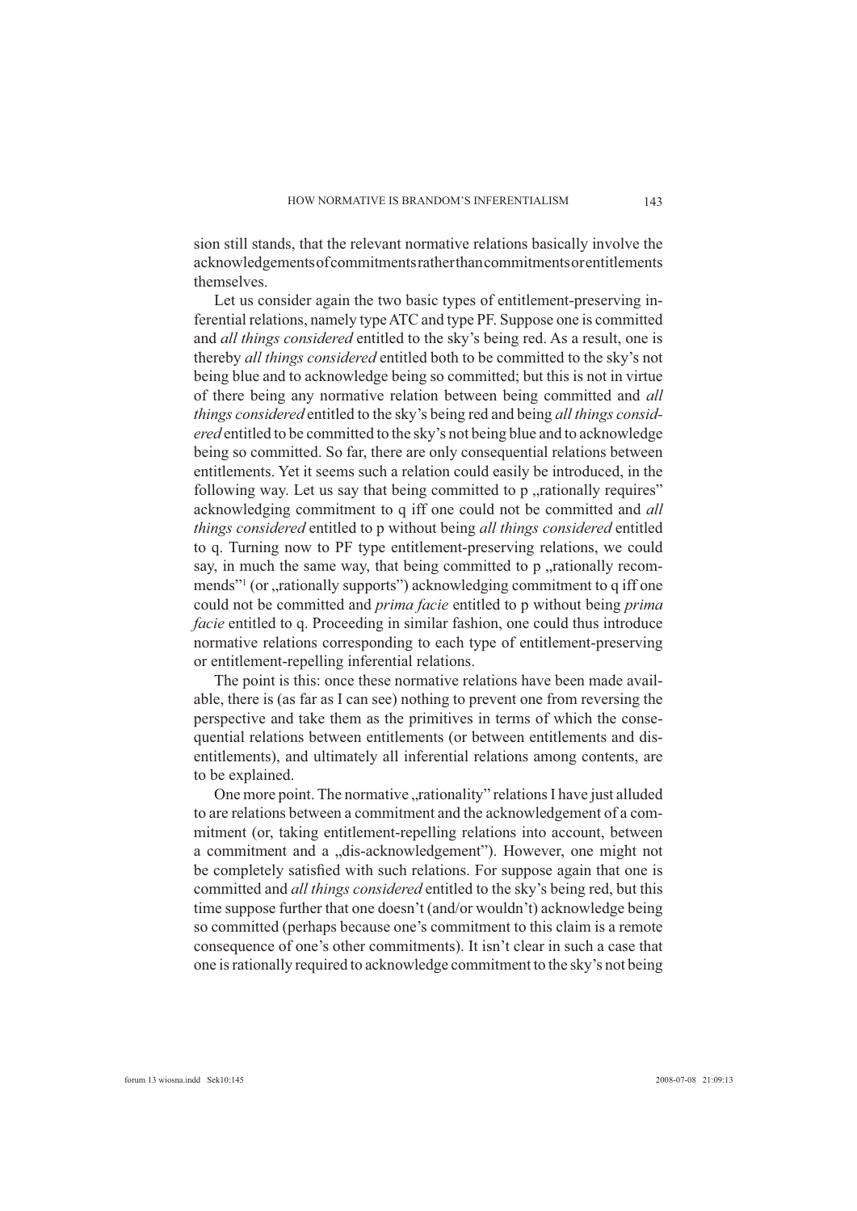sion still stands, that the relevant normative relations basically involve the acknowledgements of commitments rather than commitments or entitlements themselves.

Let us consider again the two basic types of entitlement-preserving inferential relations, namely type ATC and type PF. Suppose one is committed and *all things considered* entitled to the sky's being red. As a result, one is thereby *all things considered* entitled both to be committed to the sky's not being blue and to acknowledge being so committed; but this is not in virtue of there being any normative relation between being committed and *all things considered* entitled to the sky's being red and being *all things considered* entitled to be committed to the sky's not being blue and to acknowledge being so committed. So far, there are only consequential relations between entitlements. Yet it seems such a relation could easily be introduced, in the following way. Let us say that being committed to p „rationally requires" acknowledging commitment to q iff one could not be committed and *all things considered* entitled to p without being *all things considered* entitled to q. Turning now to PF type entitlement-preserving relations, we could say, in much the same way, that being committed to p „rationally recommends"[1] (or „rationally supports") acknowledging commitment to q iff one could not be committed and *prima facie* entitled to p without being *prima facie* entitled to q. Proceeding in similar fashion, one could thus introduce normative relations corresponding to each type of entitlement-preserving or entitlement-repelling inferential relations.

The point is this: once these normative relations have been made available, there is (as far as I can see) nothing to prevent one from reversing the perspective and take them as the primitives in terms of which the consequential relations between entitlements (or between entitlements and dis-entitlements), and ultimately all inferential relations among contents, are to be explained.

One more point. The normative „rationality" relations I have just alluded to are relations between a commitment and the acknowledgement of a commitment (or, taking entitlement-repelling relations into account, between a commitment and a „dis-acknowledgement"). However, one might not be completely satisfied with such relations. For suppose again that one is committed and *all things considered* entitled to the sky's being red, but this time suppose further that one doesn't (and/or wouldn't) acknowledge being so committed (perhaps because one's commitment to this claim is a remote consequence of one's other commitments). It isn't clear in such a case that one is rationally required to acknowledge commitment to the sky's not being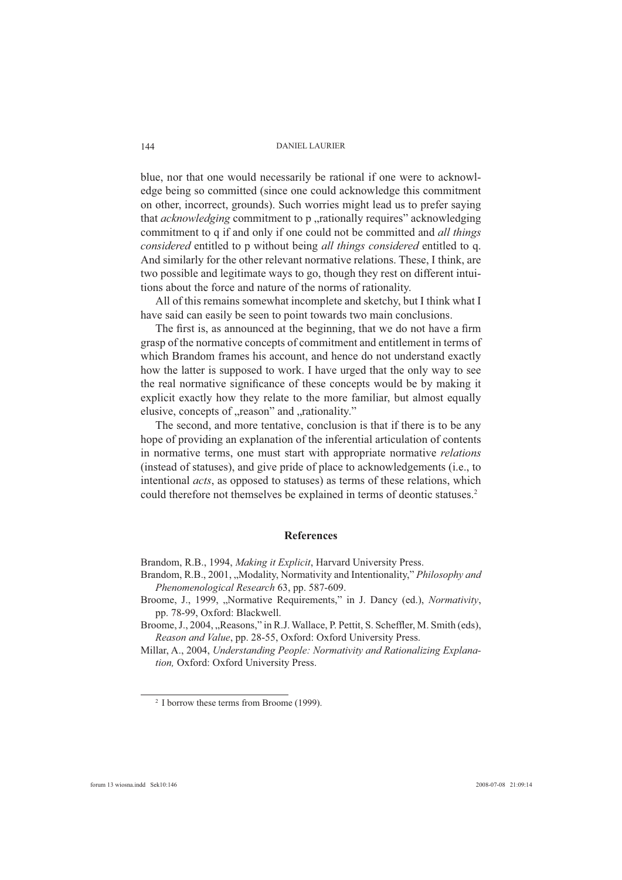blue, nor that one would necessarily be rational if one were to acknowledge being so committed (since one could acknowledge this commitment on other, incorrect, grounds). Such worries might lead us to prefer saying that *acknowledging* commitment to p „rationally requires" acknowledging commitment to q if and only if one could not be committed and *all things considered* entitled to p without being *all things considered* entitled to q. And similarly for the other relevant normative relations. These, I think, are two possible and legitimate ways to go, though they rest on different intuitions about the force and nature of the norms of rationality.

All of this remains somewhat incomplete and sketchy, but I think what I have said can easily be seen to point towards two main conclusions.

The first is, as announced at the beginning, that we do not have a firm grasp of the normative concepts of commitment and entitlement in terms of which Brandom frames his account, and hence do not understand exactly how the latter is supposed to work. I have urged that the only way to see the real normative significance of these concepts would be by making it explicit exactly how they relate to the more familiar, but almost equally elusive, concepts of „reason" and „rationality."

The second, and more tentative, conclusion is that if there is to be any hope of providing an explanation of the inferential articulation of contents in normative terms, one must start with appropriate normative *relations* (instead of statuses), and give pride of place to acknowledgements (i.e., to intentional *acts*, as opposed to statuses) as terms of these relations, which could therefore not themselves be explained in terms of deontic statuses.[2]

## References

Brandom, R.B., 1994, *Making it Explicit*, Harvard University Press.

Brandom, R.B., 2001, „Modality, Normativity and Intentionality," *Philosophy and Phenomenological Research* 63, pp. 587-609.

Broome, J., 1999, „Normative Requirements," in J. Dancy (ed.), *Normativity*, pp. 78-99, Oxford: Blackwell.

Broome, J., 2004, „Reasons," in R.J. Wallace, P. Pettit, S. Scheffler, M. Smith (eds), *Reason and Value*, pp. 28-55, Oxford: Oxford University Press.

Millar, A., 2004, *Understanding People: Normativity and Rationalizing Explanation,* Oxford: Oxford University Press.

[2] I borrow these terms from Broome (1999).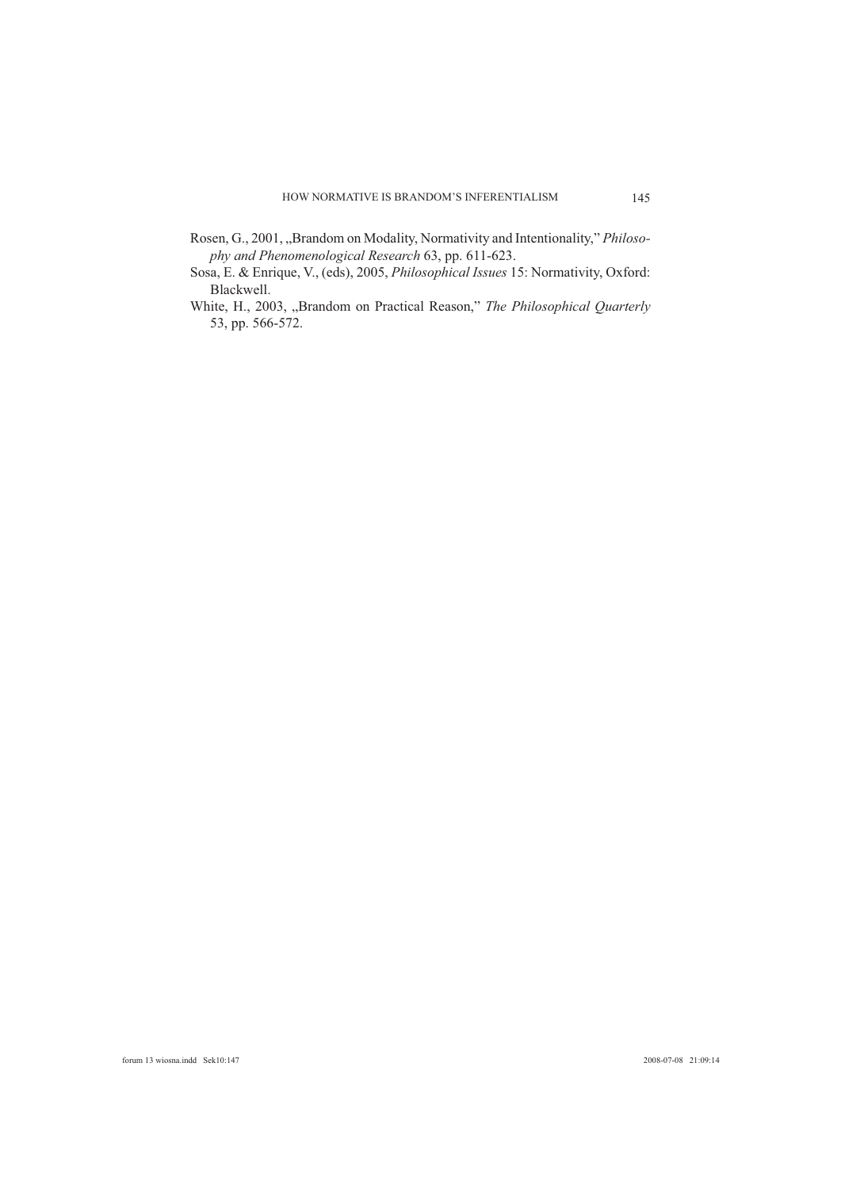Rosen, G., 2001, „Brandom on Modality, Normativity and Intentionality," *Philosophy and Phenomenological Research* 63, pp. 611-623.

Sosa, E. & Enrique, V., (eds), 2005, *Philosophical Issues* 15: Normativity, Oxford: Blackwell.

White, H., 2003, „Brandom on Practical Reason," *The Philosophical Quarterly* 53, pp. 566-572.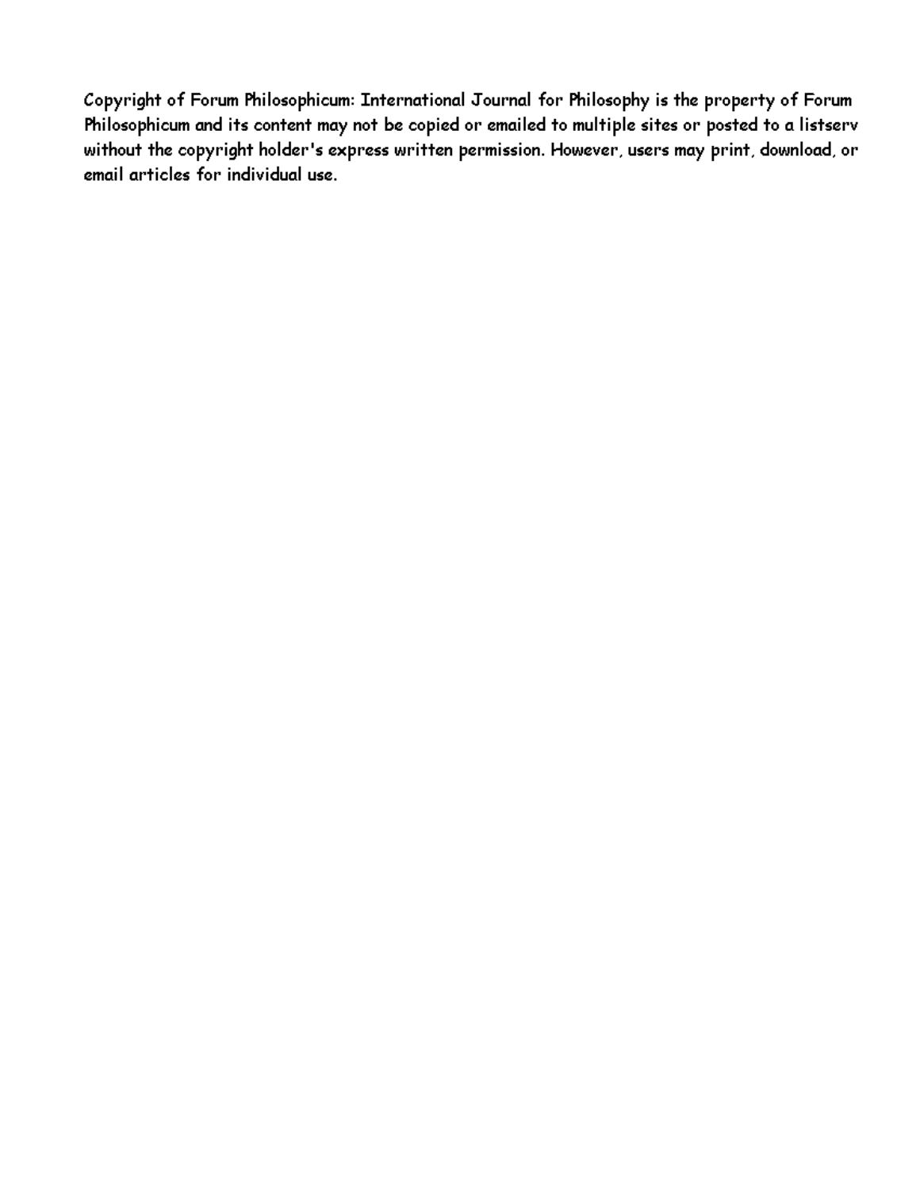Copyright of Forum Philosophicum: International Journal for Philosophy is the property of Forum Philosophicum and its content may not be copied or emailed to multiple sites or posted to a listserv without the copyright holder's express written permission. However, users may print, download, or email articles for individual use.